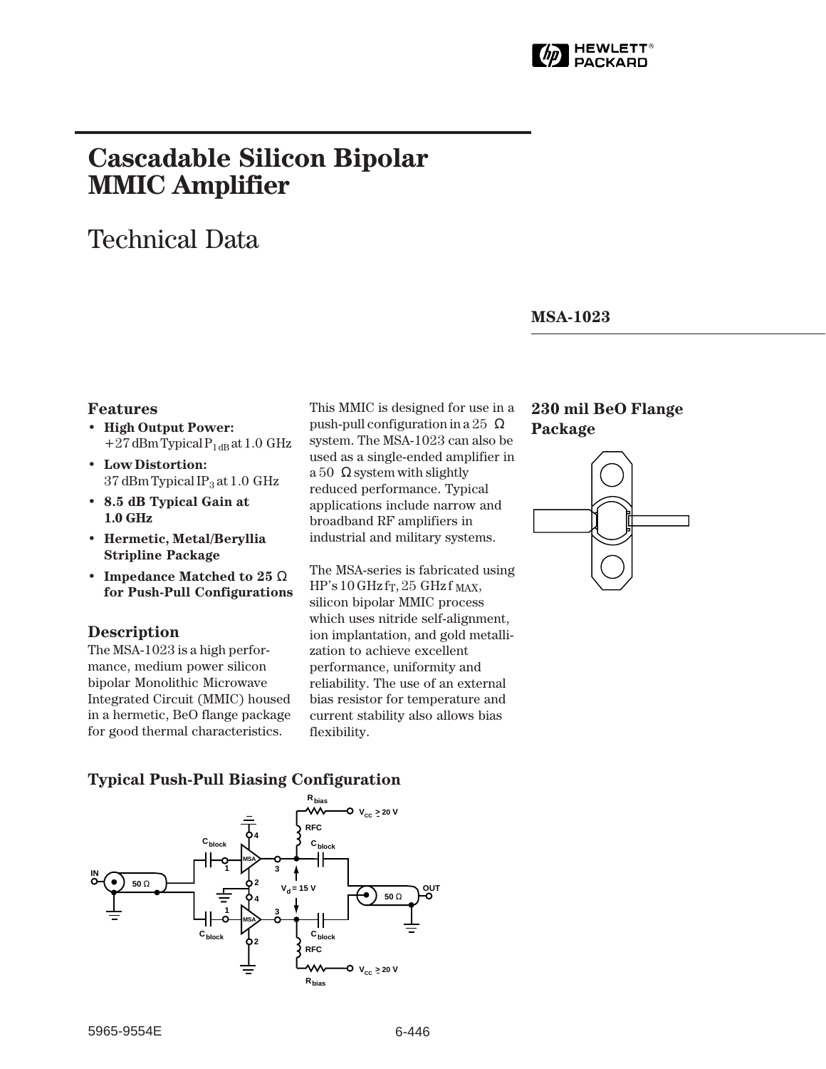# Cascadable Silicon Bipolar MMIC Amplifier

## Technical Data

**MSA-1023**

### Features

- **High Output Power:** +27 dBm Typical $P_{1\,dB}$ at 1.0 GHz
- **Low Distortion:** 37 dBm Typical $IP_3$ at 1.0 GHz
- **8.5 dB Typical Gain at 1.0 GHz**
- **Hermetic, Metal/Beryllia Stripline Package**
- **Impedance Matched to 25 Ω for Push-Pull Configurations**

### Description

The MSA-1023 is a high performance, medium power silicon bipolar Monolithic Microwave Integrated Circuit (MMIC) housed in a hermetic, BeO flange package for good thermal characteristics.

This MMIC is designed for use in a push-pull configuration in a 25 Ω system. The MSA-1023 can also be used as a single-ended amplifier in a 50 Ω system with slightly reduced performance. Typical applications include narrow and broadband RF amplifiers in industrial and military systems.

The MSA-series is fabricated using HP's 10 GHz $f_T$, 25 GHz $f_{MAX}$, silicon bipolar MMIC process which uses nitride self-alignment, ion implantation, and gold metallization to achieve excellent performance, uniformity and reliability. The use of an external bias resistor for temperature and current stability also allows bias flexibility.

### 230 mil BeO Flange Package

### Typical Push-Pull Biasing Configuration

5965-9554E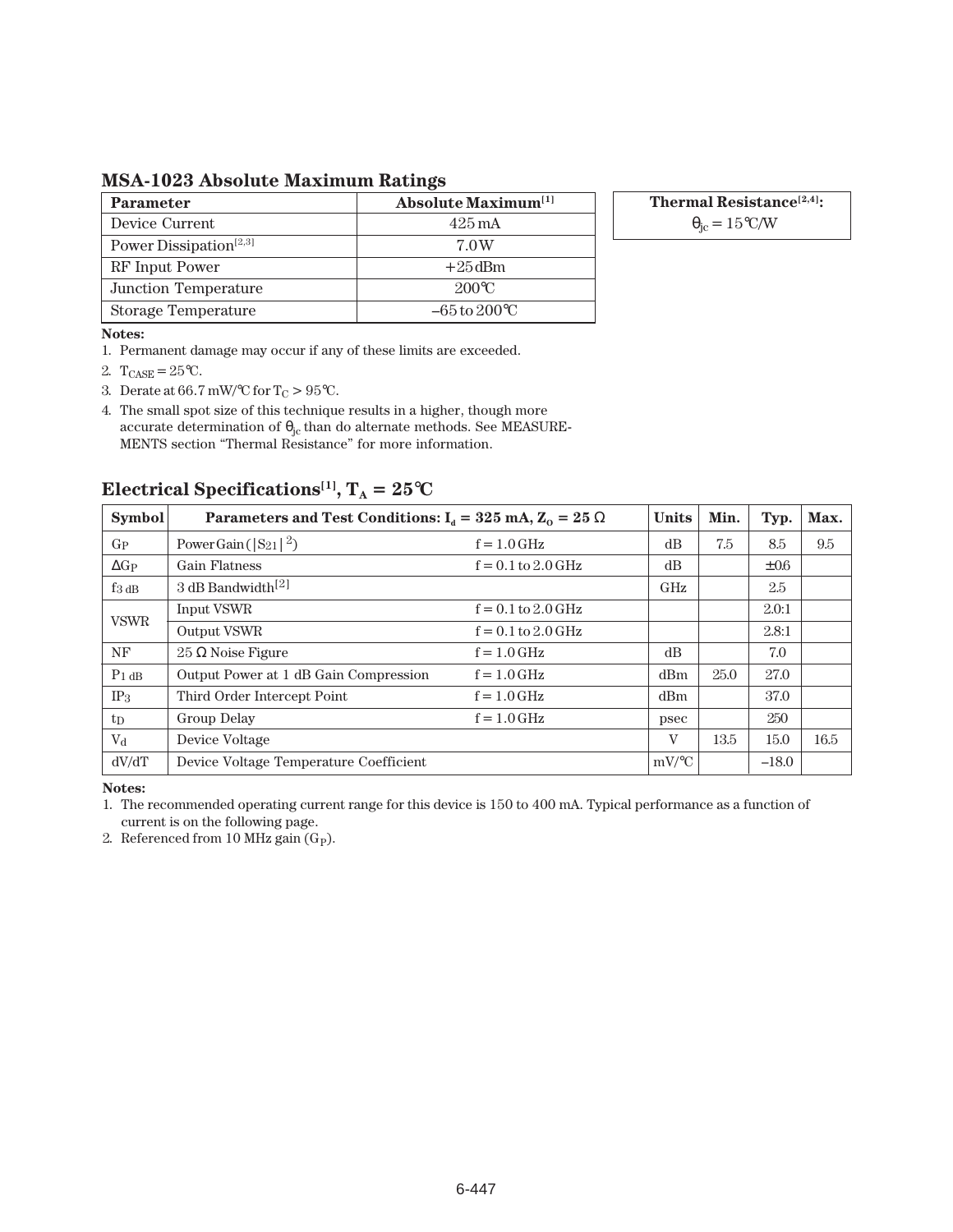## MSA-1023 Absolute Maximum Ratings

| Parameter | Absolute Maximum[1] |
|---|---|
| Device Current | 425 mA |
| Power Dissipation[2,3] | 7.0 W |
| RF Input Power | +25 dBm |
| Junction Temperature | 200°C |
| Storage Temperature | –65 to 200°C |

| Thermal Resistance[2,4]: |
|---|
| $\theta_{jc}$ = 15°C/W |

**Notes:**

1. Permanent damage may occur if any of these limits are exceeded.
2. $T_{CASE}$ = 25°C.
3. Derate at 66.7 mW/°C for $T_C$ > 95°C.
4. The small spot size of this technique results in a higher, though more accurate determination of $\theta_{jc}$ than do alternate methods. See MEASUREMENTS section "Thermal Resistance" for more information.

## Electrical Specifications[1], $T_A$ = 25°C

| Symbol | Parameters and Test Conditions: $I_d$ = 325 mA, $Z_o$ = 25 Ω | | Units | Min. | Typ. | Max. |
|---|---|---|---|---|---|---|
| $G_P$ | Power Gain ($\|S_{21}\|^2$) | f = 1.0 GHz | dB | 7.5 | 8.5 | 9.5 |
| $\Delta G_P$ | Gain Flatness | f = 0.1 to 2.0 GHz | dB | | ±0.6 | |
| $f_{3\,dB}$ | 3 dB Bandwidth[2] | | GHz | | 2.5 | |
| VSWR | Input VSWR | f = 0.1 to 2.0 GHz | | | 2.0:1 | |
| | Output VSWR | f = 0.1 to 2.0 GHz | | | 2.8:1 | |
| NF | 25 Ω Noise Figure | f = 1.0 GHz | dB | | 7.0 | |
| $P_{1\,dB}$ | Output Power at 1 dB Gain Compression | f = 1.0 GHz | dBm | 25.0 | 27.0 | |
| $IP_3$ | Third Order Intercept Point | f = 1.0 GHz | dBm | | 37.0 | |
| $t_D$ | Group Delay | f = 1.0 GHz | psec | | 250 | |
| $V_d$ | Device Voltage | | V | 13.5 | 15.0 | 16.5 |
| dV/dT | Device Voltage Temperature Coefficient | | mV/°C | | –18.0 | |

**Notes:**

1. The recommended operating current range for this device is 150 to 400 mA. Typical performance as a function of current is on the following page.
2. Referenced from 10 MHz gain ($G_P$).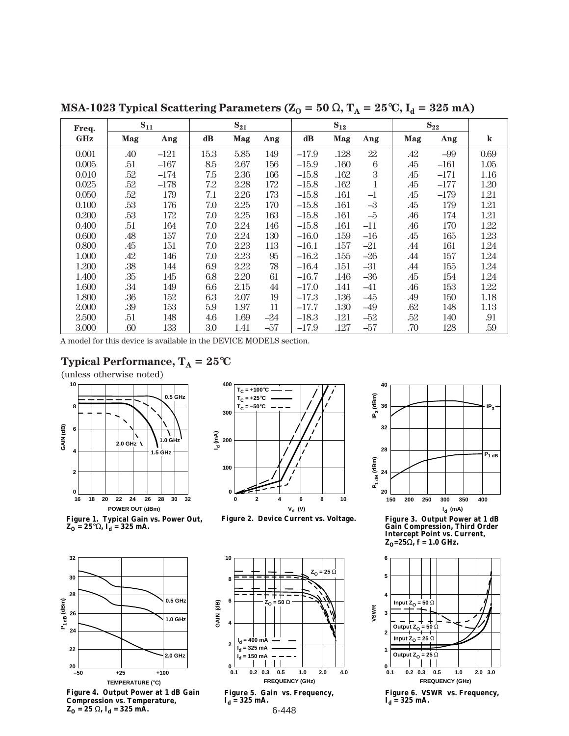## MSA-1023 Typical Scattering Parameters ($Z_O = 50\ \Omega$, $T_A = 25°C$, $I_d = 325$ mA)

| Freq. | $S_{11}$ | | $S_{21}$ | | | $S_{12}$ | | | $S_{22}$ | | |
|---|---|---|---|---|---|---|---|---|---|---|---|
| GHz | Mag | Ang | dB | Mag | Ang | dB | Mag | Ang | Mag | Ang | k |
| 0.001 | .40 | –121 | 15.3 | 5.85 | 149 | –17.9 | .128 | 22 | .42 | –99 | 0.69 |
| 0.005 | .51 | –167 | 8.5 | 2.67 | 156 | –15.9 | .160 | 6 | .45 | –161 | 1.05 |
| 0.010 | .52 | –174 | 7.5 | 2.36 | 166 | –15.8 | .162 | 3 | .45 | –171 | 1.16 |
| 0.025 | .52 | –178 | 7.2 | 2.28 | 172 | –15.8 | .162 | 1 | .45 | –177 | 1.20 |
| 0.050 | .52 | 179 | 7.1 | 2.26 | 173 | –15.8 | .161 | –1 | .45 | –179 | 1.21 |
| 0.100 | .53 | 176 | 7.0 | 2.25 | 170 | –15.8 | .161 | –3 | .45 | 179 | 1.21 |
| 0.200 | .53 | 172 | 7.0 | 2.25 | 163 | –15.8 | .161 | –5 | .46 | 174 | 1.21 |
| 0.400 | .51 | 164 | 7.0 | 2.24 | 146 | –15.8 | .161 | –11 | .46 | 170 | 1.22 |
| 0.600 | .48 | 157 | 7.0 | 2.24 | 130 | –16.0 | .159 | –16 | .45 | 165 | 1.23 |
| 0.800 | .45 | 151 | 7.0 | 2.23 | 113 | –16.1 | .157 | –21 | .44 | 161 | 1.24 |
| 1.000 | .42 | 146 | 7.0 | 2.23 | 95 | –16.2 | .155 | –26 | .44 | 157 | 1.24 |
| 1.200 | .38 | 144 | 6.9 | 2.22 | 78 | –16.4 | .151 | –31 | .44 | 155 | 1.24 |
| 1.400 | .35 | 145 | 6.8 | 2.20 | 61 | –16.7 | .146 | –36 | .45 | 154 | 1.24 |
| 1.600 | .34 | 149 | 6.6 | 2.15 | 44 | –17.0 | .141 | –41 | .46 | 153 | 1.22 |
| 1.800 | .36 | 152 | 6.3 | 2.07 | 19 | –17.3 | .136 | –45 | .49 | 150 | 1.18 |
| 2.000 | .39 | 153 | 5.9 | 1.97 | 11 | –17.7 | .130 | –49 | .62 | 148 | 1.13 |
| 2.500 | .51 | 148 | 4.6 | 1.69 | –24 | –18.3 | .121 | –52 | .52 | 140 | .91 |
| 3.000 | .60 | 133 | 3.0 | 1.41 | –57 | –17.9 | .127 | –57 | .70 | 128 | .59 |

A model for this device is available in the DEVICE MODELS section.

## Typical Performance, $T_A = 25°C$

(unless otherwise noted)

**Figure 1. Typical Gain vs. Power Out, $Z_O = 25\ \Omega$, $I_d = 325$ mA.**

**Figure 2. Device Current vs. Voltage.**

**Figure 3. Output Power at 1 dB Gain Compression, Third Order Intercept Point vs. Current, $Z_O = 25\ \Omega$, f = 1.0 GHz.**

**Figure 4. Output Power at 1 dB Gain Compression vs. Temperature, $Z_O = 25\ \Omega$, $I_d = 325$ mA.**

**Figure 5. Gain vs. Frequency, $I_d = 325$ mA.**

**Figure 6. VSWR vs. Frequency, $I_d = 325$ mA.**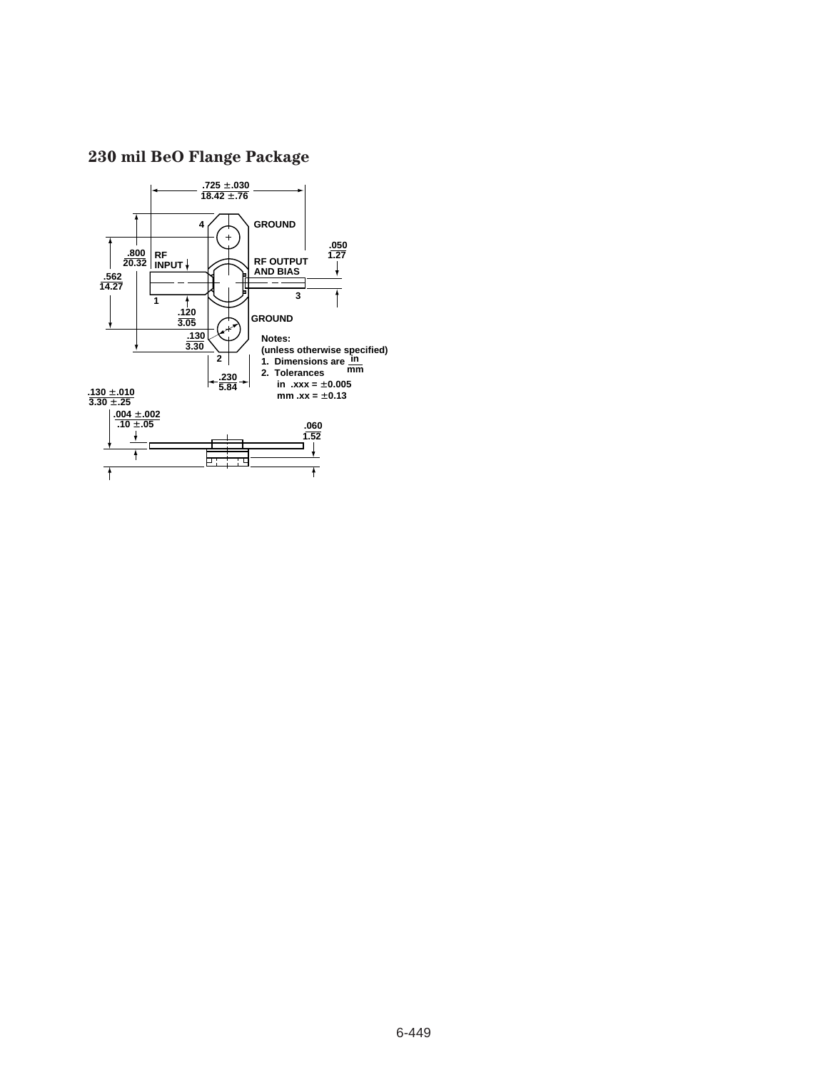## 230 mil BeO Flange Package

.725 ±.030
18.42 ±.76

4
GROUND

.050
1.27

.800
20.32

RF
INPUT

RF OUTPUT
AND BIAS

.562
14.27

1

3

.120
3.05

GROUND

.130
3.30

2

.230
5.84

Notes:
(unless otherwise specified)
1. Dimensions are in/mm
2. Tolerances
in .xxx = ±0.005
mm .xx = ±0.13

.130 ±.010
3.30 ±.25

.004 ±.002
.10 ±.05

.060
1.52